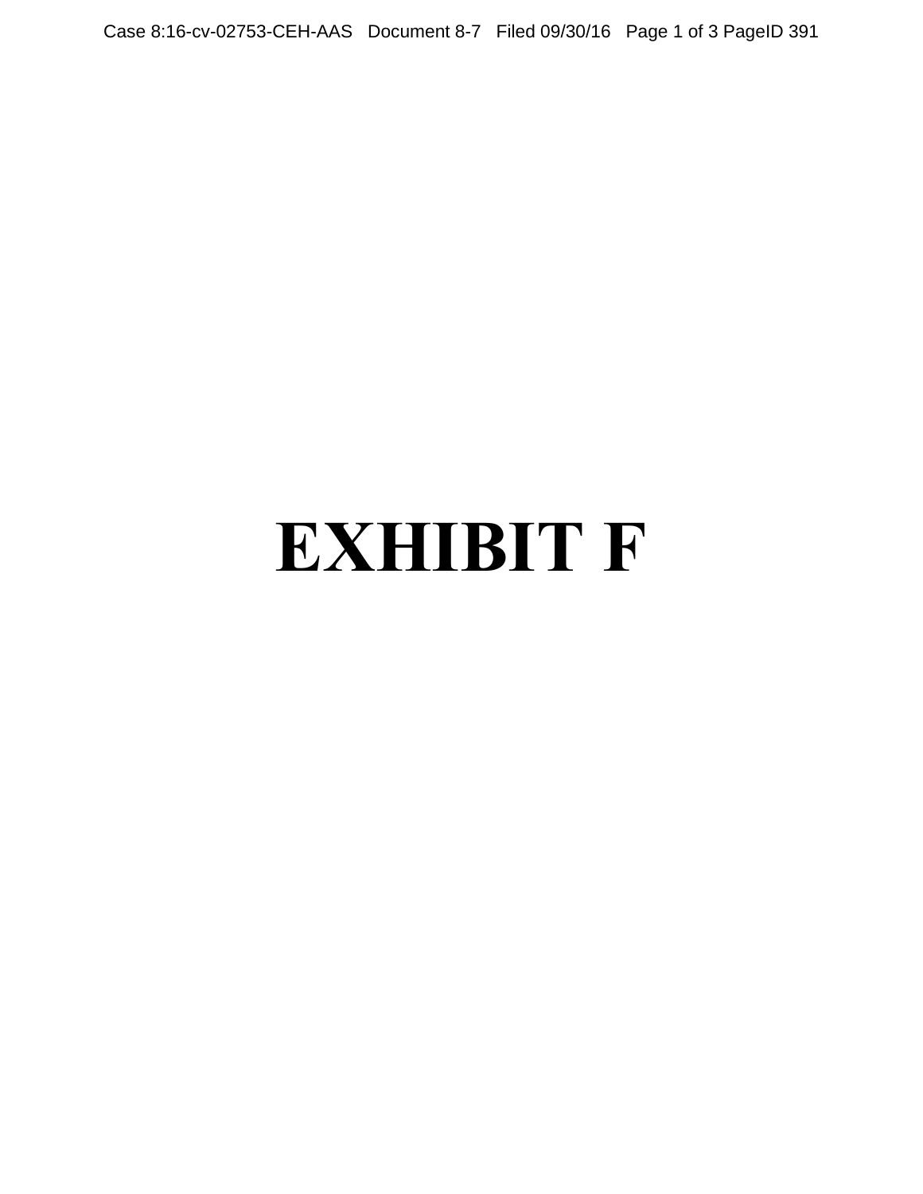# EXHIBIT F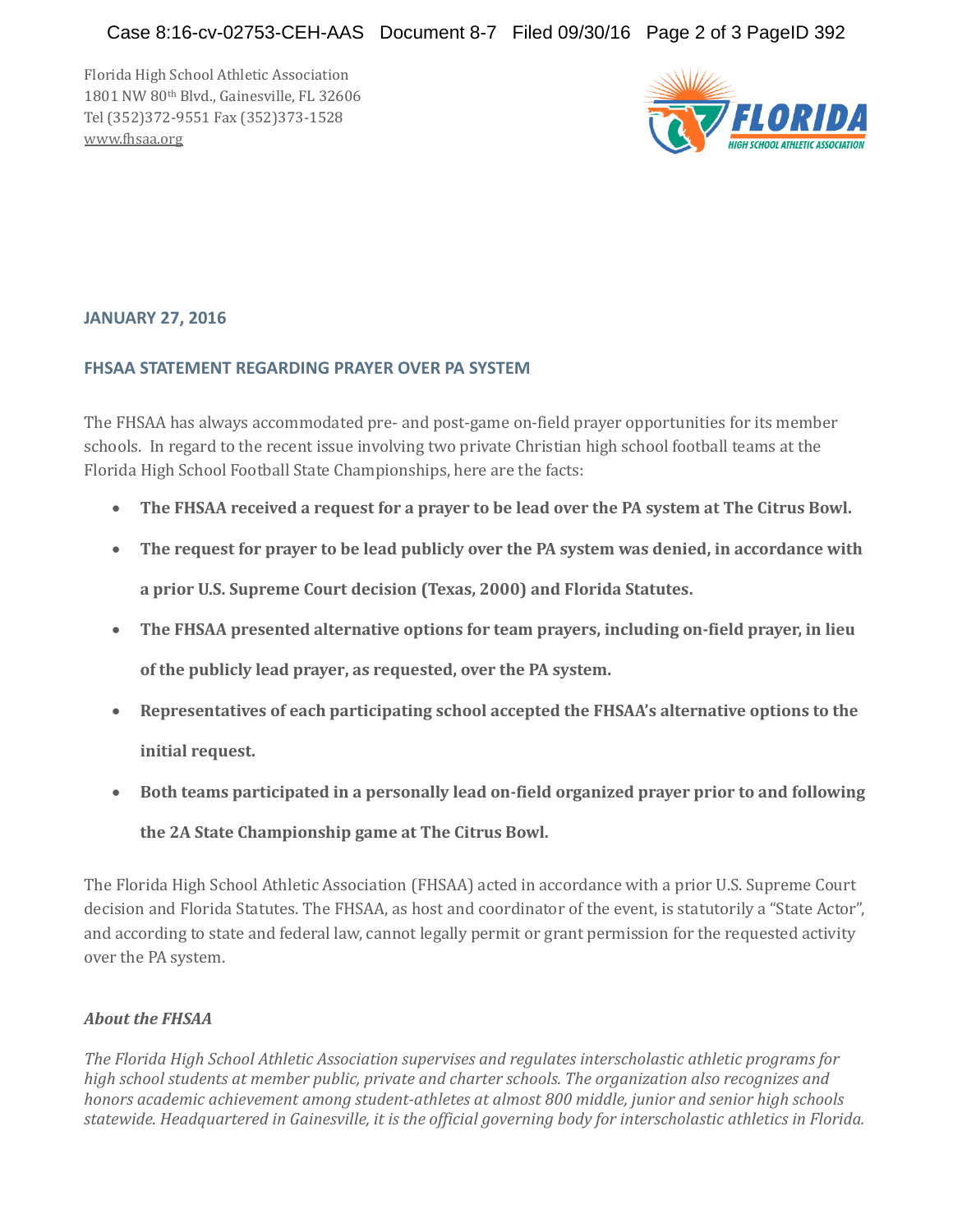Florida High School Athletic Association
1801 NW 80th Blvd., Gainesville, FL 32606
Tel (352)372-9551 Fax (352)373-1528
www.fhsaa.org

**JANUARY 27, 2016**

**FHSAA STATEMENT REGARDING PRAYER OVER PA SYSTEM**

The FHSAA has always accommodated pre- and post-game on-field prayer opportunities for its member schools. In regard to the recent issue involving two private Christian high school football teams at the Florida High School Football State Championships, here are the facts:

- **The FHSAA received a request for a prayer to be lead over the PA system at The Citrus Bowl.**
- **The request for prayer to be lead publicly over the PA system was denied, in accordance with a prior U.S. Supreme Court decision (Texas, 2000) and Florida Statutes.**
- **The FHSAA presented alternative options for team prayers, including on-field prayer, in lieu of the publicly lead prayer, as requested, over the PA system.**
- **Representatives of each participating school accepted the FHSAA's alternative options to the initial request.**
- **Both teams participated in a personally lead on-field organized prayer prior to and following the 2A State Championship game at The Citrus Bowl.**

The Florida High School Athletic Association (FHSAA) acted in accordance with a prior U.S. Supreme Court decision and Florida Statutes. The FHSAA, as host and coordinator of the event, is statutorily a "State Actor", and according to state and federal law, cannot legally permit or grant permission for the requested activity over the PA system.

***About the FHSAA***

*The Florida High School Athletic Association supervises and regulates interscholastic athletic programs for high school students at member public, private and charter schools. The organization also recognizes and honors academic achievement among student-athletes at almost 800 middle, junior and senior high schools statewide. Headquartered in Gainesville, it is the official governing body for interscholastic athletics in Florida.*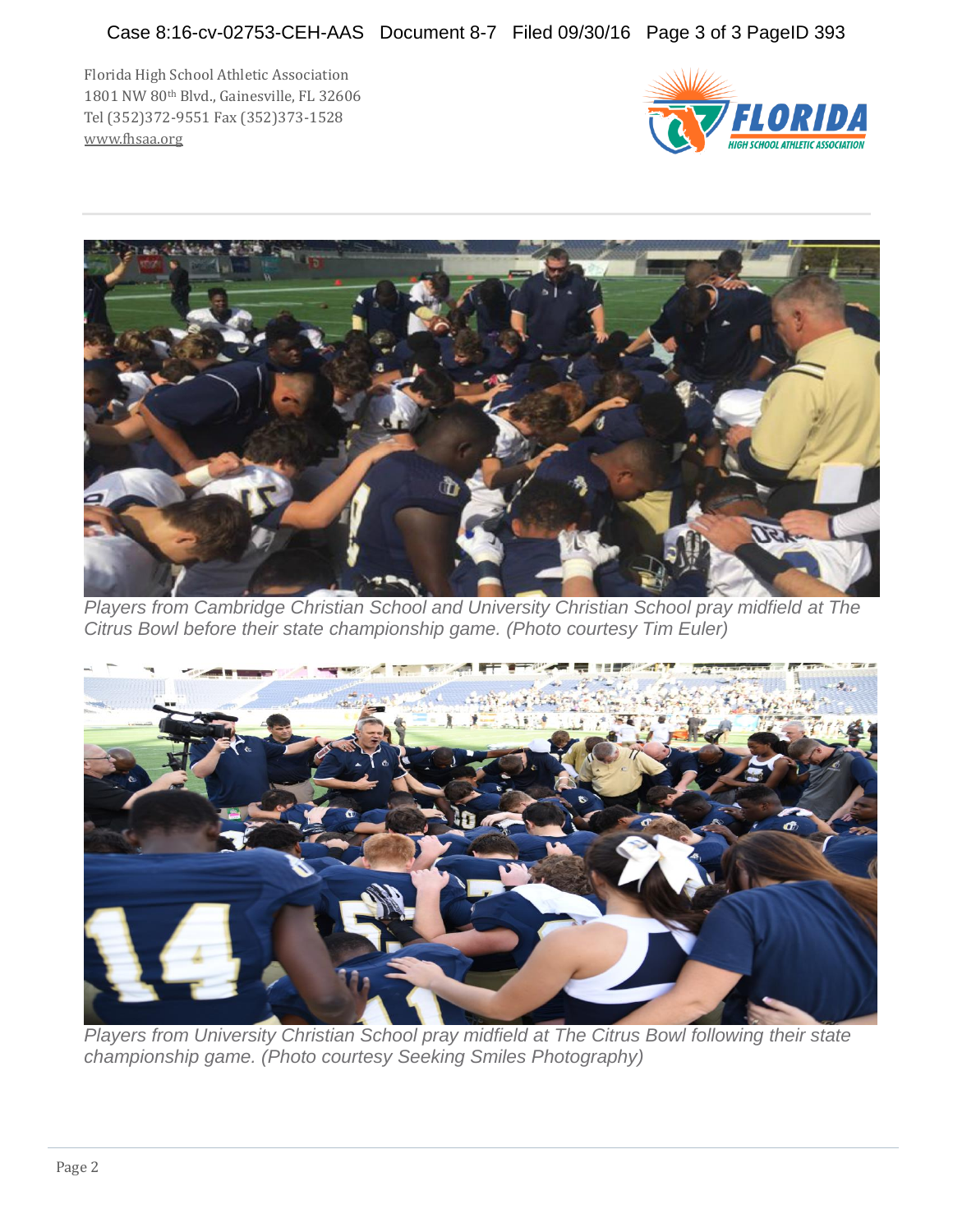Florida High School Athletic Association
1801 NW 80th Blvd., Gainesville, FL 32606
Tel (352)372-9551 Fax (352)373-1528
www.fhsaa.org

*Players from Cambridge Christian School and University Christian School pray midfield at The Citrus Bowl before their state championship game. (Photo courtesy Tim Euler)*

*Players from University Christian School pray midfield at The Citrus Bowl following their state championship game. (Photo courtesy Seeking Smiles Photography)*